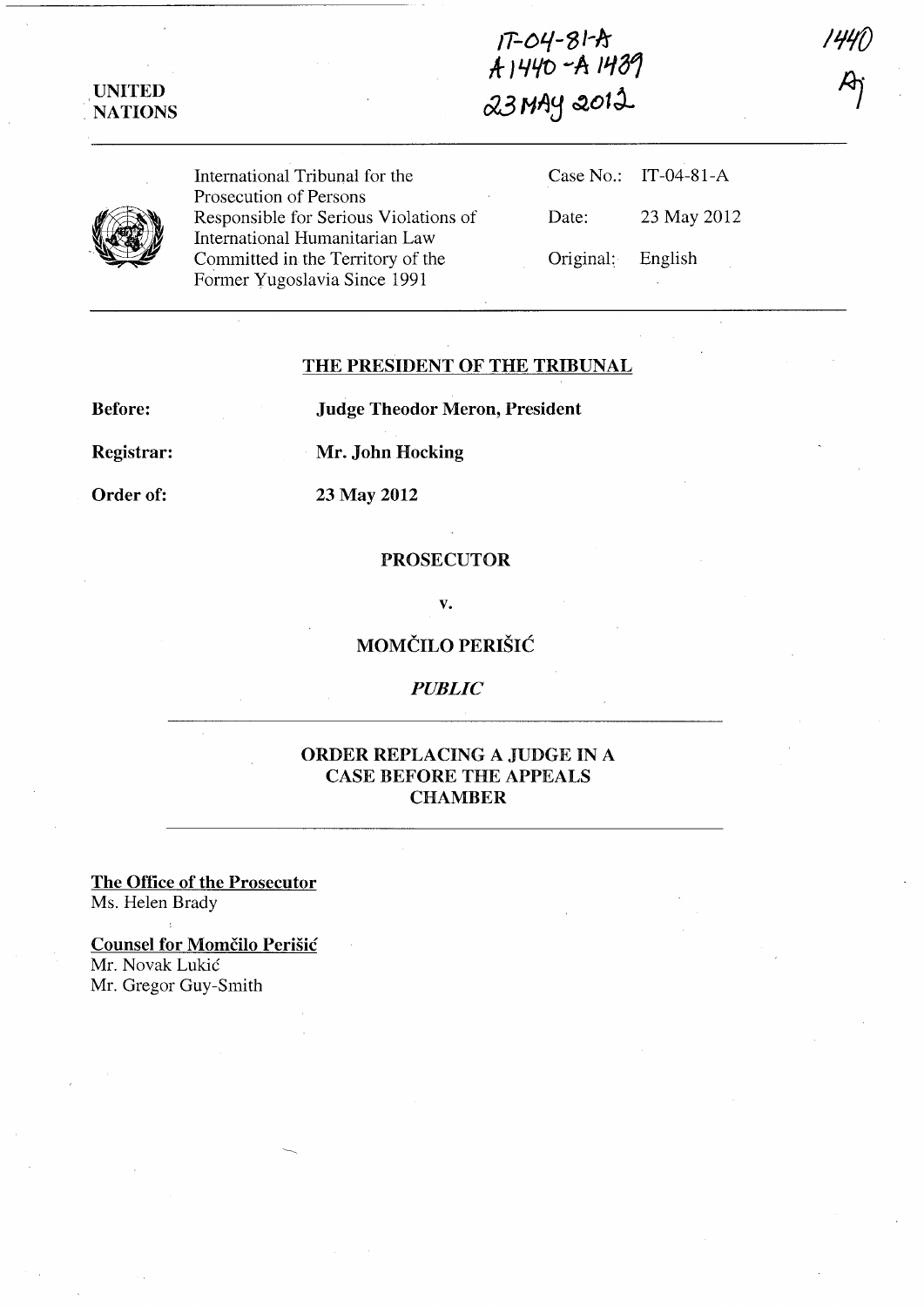IT-04-81-A
A 1440 - A 1439
23 MAY 2012

1440
AJ

UNITED
NATIONS

International Tribunal for the Prosecution of Persons Responsible for Serious Violations of International Humanitarian Law Committed in the Territory of the Former Yugoslavia Since 1991

Case No.: IT-04-81-A

Date: 23 May 2012

Original: English

## THE PRESIDENT OF THE TRIBUNAL

**Before:** **Judge Theodor Meron, President**

**Registrar:** **Mr. John Hocking**

**Order of:** **23 May 2012**

**PROSECUTOR**

**v.**

**MOMČILO PERIŠIĆ**

***PUBLIC***

## ORDER REPLACING A JUDGE IN A CASE BEFORE THE APPEALS CHAMBER

**The Office of the Prosecutor**
Ms. Helen Brady

**Counsel for Momčilo Perišić**
Mr. Novak Lukić
Mr. Gregor Guy-Smith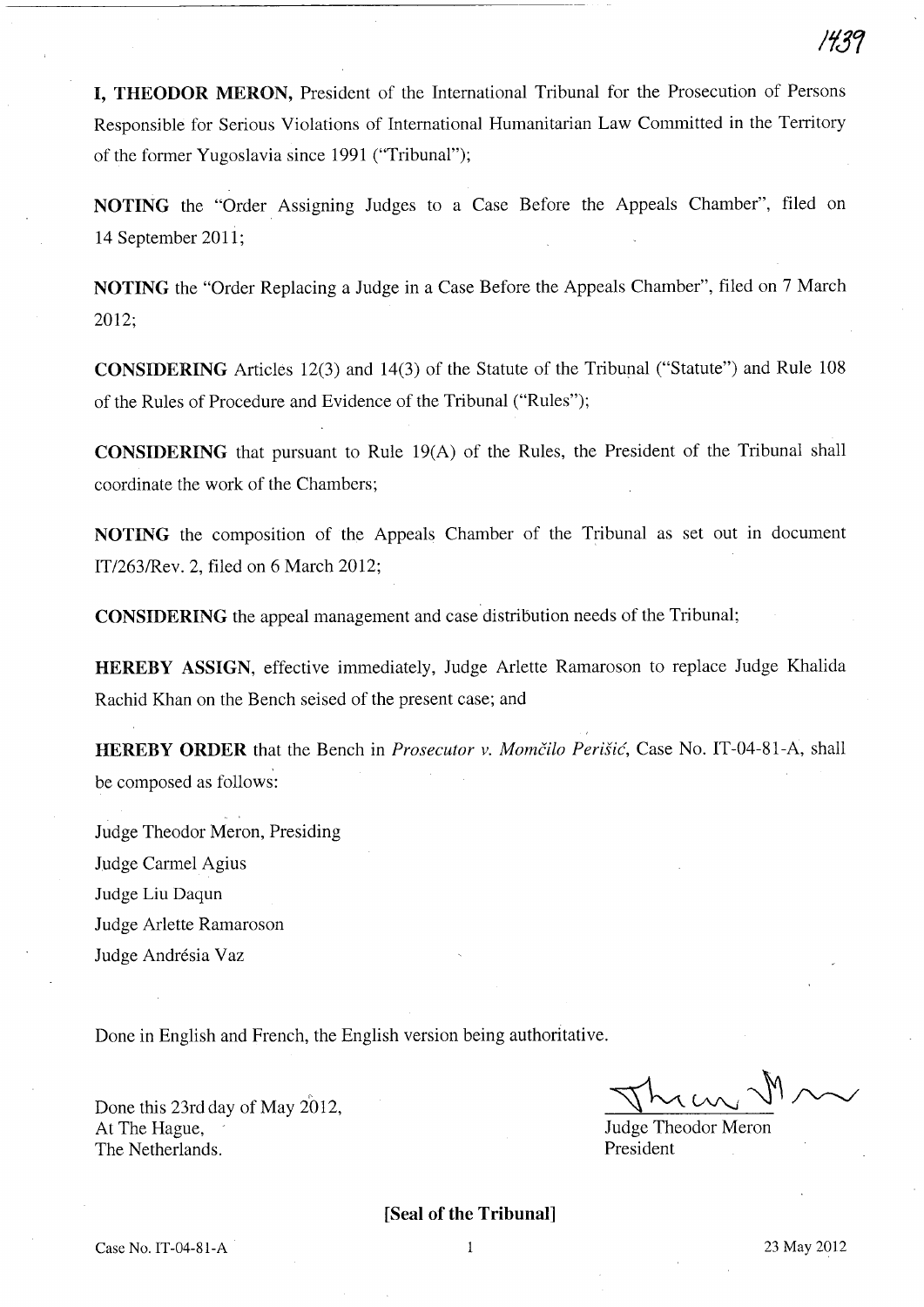**I, THEODOR MERON,** President of the International Tribunal for the Prosecution of Persons Responsible for Serious Violations of International Humanitarian Law Committed in the Territory of the former Yugoslavia since 1991 ("Tribunal");

**NOTING** the "Order Assigning Judges to a Case Before the Appeals Chamber", filed on 14 September 2011;

**NOTING** the "Order Replacing a Judge in a Case Before the Appeals Chamber", filed on 7 March 2012;

**CONSIDERING** Articles 12(3) and 14(3) of the Statute of the Tribunal ("Statute") and Rule 108 of the Rules of Procedure and Evidence of the Tribunal ("Rules");

**CONSIDERING** that pursuant to Rule 19(A) of the Rules, the President of the Tribunal shall coordinate the work of the Chambers;

**NOTING** the composition of the Appeals Chamber of the Tribunal as set out in document IT/263/Rev. 2, filed on 6 March 2012;

**CONSIDERING** the appeal management and case distribution needs of the Tribunal;

**HEREBY ASSIGN**, effective immediately, Judge Arlette Ramaroson to replace Judge Khalida Rachid Khan on the Bench seised of the present case; and

**HEREBY ORDER** that the Bench in *Prosecutor v. Momčilo Perišić*, Case No. IT-04-81-A, shall be composed as follows:

Judge Theodor Meron, Presiding
Judge Carmel Agius
Judge Liu Daqun
Judge Arlette Ramaroson
Judge Andrésia Vaz

Done in English and French, the English version being authoritative.

Done this 23rd day of May 2012,
At The Hague,
The Netherlands.

Judge Theodor Meron
President

**[Seal of the Tribunal]**